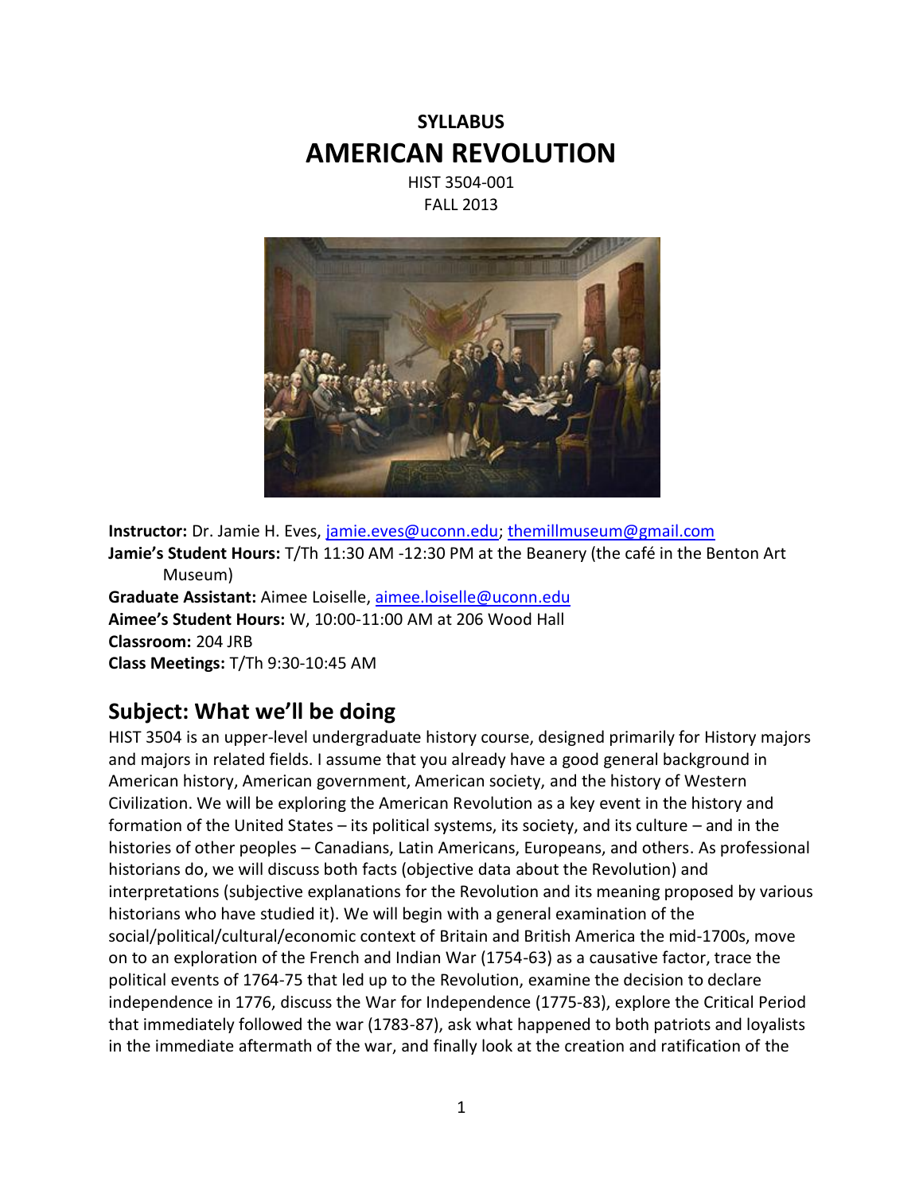**SYLLABUS**

# AMERICAN REVOLUTION

HIST 3504-001
FALL 2013

**Instructor:** Dr. Jamie H. Eves, jamie.eves@uconn.edu; themillmuseum@gmail.com
**Jamie's Student Hours:** T/Th 11:30 AM -12:30 PM at the Beanery (the café in the Benton Art Museum)
**Graduate Assistant:** Aimee Loiselle, aimee.loiselle@uconn.edu
**Aimee's Student Hours:** W, 10:00-11:00 AM at 206 Wood Hall
**Classroom:** 204 JRB
**Class Meetings:** T/Th 9:30-10:45 AM

## Subject: What we'll be doing

HIST 3504 is an upper-level undergraduate history course, designed primarily for History majors and majors in related fields. I assume that you already have a good general background in American history, American government, American society, and the history of Western Civilization. We will be exploring the American Revolution as a key event in the history and formation of the United States – its political systems, its society, and its culture – and in the histories of other peoples – Canadians, Latin Americans, Europeans, and others. As professional historians do, we will discuss both facts (objective data about the Revolution) and interpretations (subjective explanations for the Revolution and its meaning proposed by various historians who have studied it). We will begin with a general examination of the social/political/cultural/economic context of Britain and British America the mid-1700s, move on to an exploration of the French and Indian War (1754-63) as a causative factor, trace the political events of 1764-75 that led up to the Revolution, examine the decision to declare independence in 1776, discuss the War for Independence (1775-83), explore the Critical Period that immediately followed the war (1783-87), ask what happened to both patriots and loyalists in the immediate aftermath of the war, and finally look at the creation and ratification of the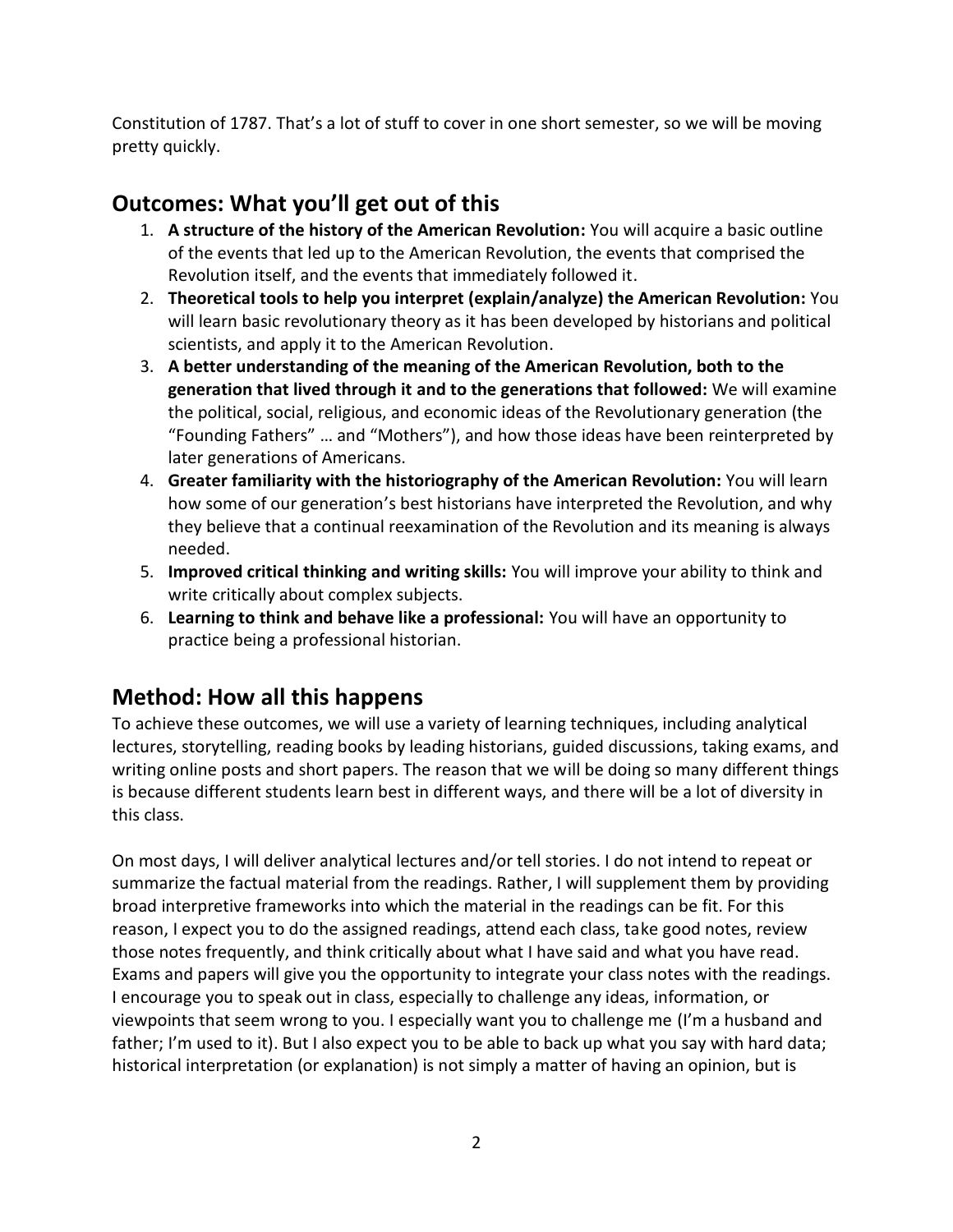Constitution of 1787. That's a lot of stuff to cover in one short semester, so we will be moving pretty quickly.

## Outcomes: What you'll get out of this

1. **A structure of the history of the American Revolution:** You will acquire a basic outline of the events that led up to the American Revolution, the events that comprised the Revolution itself, and the events that immediately followed it.
2. **Theoretical tools to help you interpret (explain/analyze) the American Revolution:** You will learn basic revolutionary theory as it has been developed by historians and political scientists, and apply it to the American Revolution.
3. **A better understanding of the meaning of the American Revolution, both to the generation that lived through it and to the generations that followed:** We will examine the political, social, religious, and economic ideas of the Revolutionary generation (the "Founding Fathers" … and "Mothers"), and how those ideas have been reinterpreted by later generations of Americans.
4. **Greater familiarity with the historiography of the American Revolution:** You will learn how some of our generation's best historians have interpreted the Revolution, and why they believe that a continual reexamination of the Revolution and its meaning is always needed.
5. **Improved critical thinking and writing skills:** You will improve your ability to think and write critically about complex subjects.
6. **Learning to think and behave like a professional:** You will have an opportunity to practice being a professional historian.

## Method: How all this happens

To achieve these outcomes, we will use a variety of learning techniques, including analytical lectures, storytelling, reading books by leading historians, guided discussions, taking exams, and writing online posts and short papers. The reason that we will be doing so many different things is because different students learn best in different ways, and there will be a lot of diversity in this class.

On most days, I will deliver analytical lectures and/or tell stories. I do not intend to repeat or summarize the factual material from the readings. Rather, I will supplement them by providing broad interpretive frameworks into which the material in the readings can be fit. For this reason, I expect you to do the assigned readings, attend each class, take good notes, review those notes frequently, and think critically about what I have said and what you have read. Exams and papers will give you the opportunity to integrate your class notes with the readings. I encourage you to speak out in class, especially to challenge any ideas, information, or viewpoints that seem wrong to you. I especially want you to challenge me (I'm a husband and father; I'm used to it). But I also expect you to be able to back up what you say with hard data; historical interpretation (or explanation) is not simply a matter of having an opinion, but is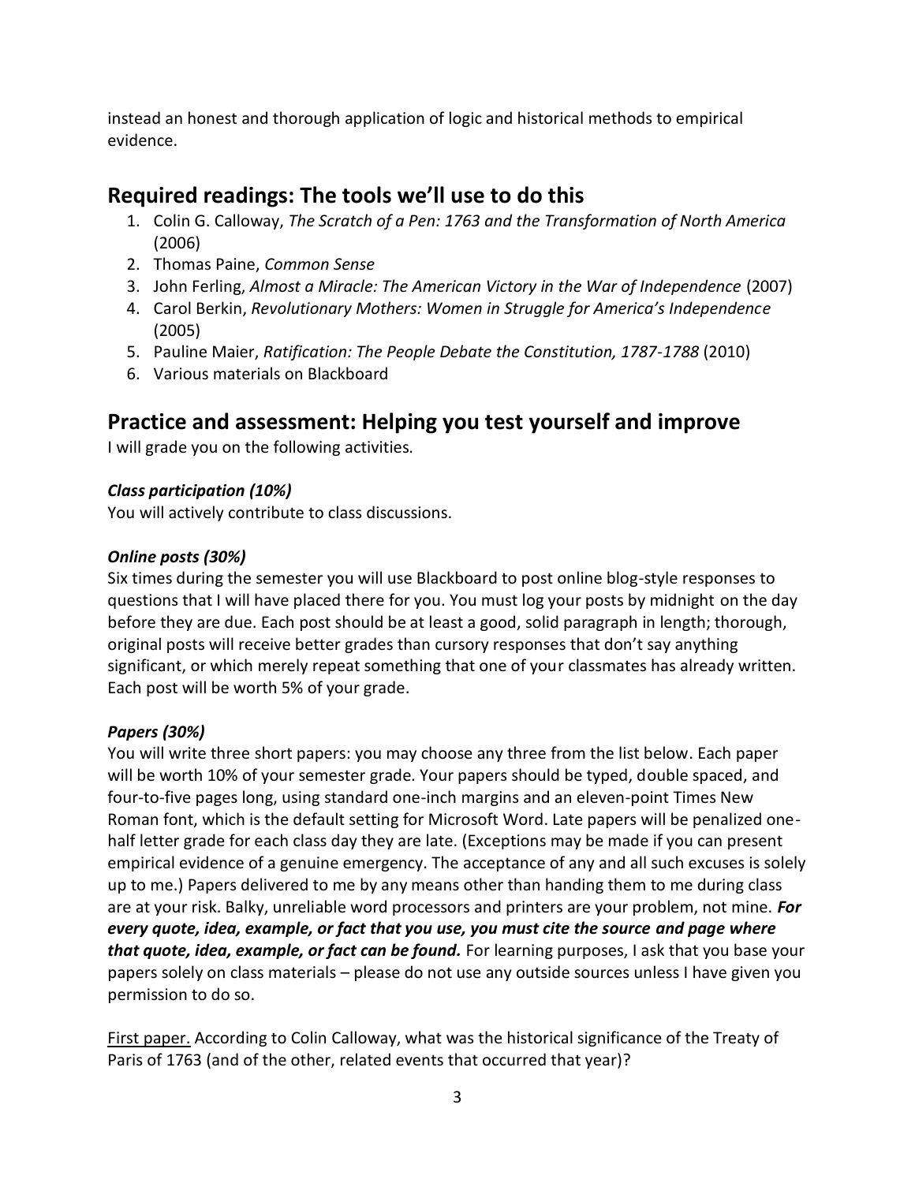instead an honest and thorough application of logic and historical methods to empirical evidence.

## Required readings: The tools we'll use to do this

1. Colin G. Calloway, *The Scratch of a Pen: 1763 and the Transformation of North America* (2006)
2. Thomas Paine, *Common Sense*
3. John Ferling, *Almost a Miracle: The American Victory in the War of Independence* (2007)
4. Carol Berkin, *Revolutionary Mothers: Women in Struggle for America's Independence* (2005)
5. Pauline Maier, *Ratification: The People Debate the Constitution, 1787-1788* (2010)
6. Various materials on Blackboard

## Practice and assessment: Helping you test yourself and improve

I will grade you on the following activities.

### *Class participation (10%)*

You will actively contribute to class discussions.

### *Online posts (30%)*

Six times during the semester you will use Blackboard to post online blog-style responses to questions that I will have placed there for you. You must log your posts by midnight on the day before they are due. Each post should be at least a good, solid paragraph in length; thorough, original posts will receive better grades than cursory responses that don't say anything significant, or which merely repeat something that one of your classmates has already written. Each post will be worth 5% of your grade.

### *Papers (30%)*

You will write three short papers: you may choose any three from the list below. Each paper will be worth 10% of your semester grade. Your papers should be typed, double spaced, and four-to-five pages long, using standard one-inch margins and an eleven-point Times New Roman font, which is the default setting for Microsoft Word. Late papers will be penalized one-half letter grade for each class day they are late. (Exceptions may be made if you can present empirical evidence of a genuine emergency. The acceptance of any and all such excuses is solely up to me.) Papers delivered to me by any means other than handing them to me during class are at your risk. Balky, unreliable word processors and printers are your problem, not mine. ***For every quote, idea, example, or fact that you use, you must cite the source and page where that quote, idea, example, or fact can be found.*** For learning purposes, I ask that you base your papers solely on class materials – please do not use any outside sources unless I have given you permission to do so.

<u>First paper.</u> According to Colin Calloway, what was the historical significance of the Treaty of Paris of 1763 (and of the other, related events that occurred that year)?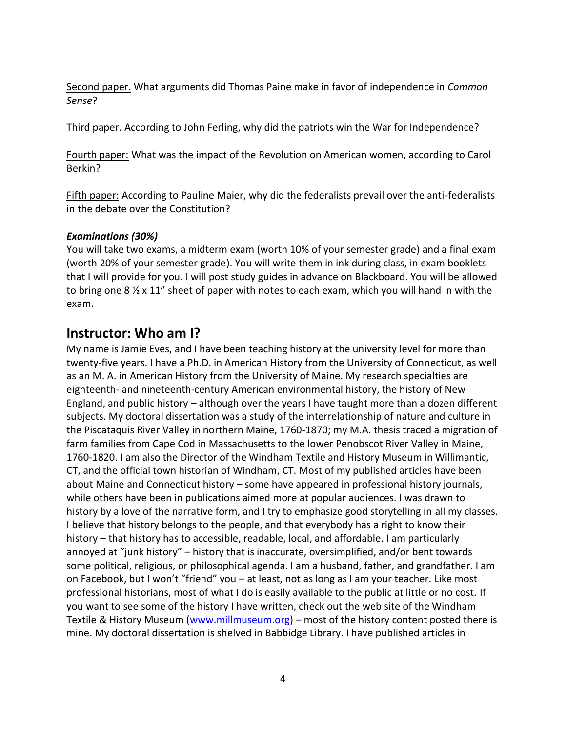Second paper. What arguments did Thomas Paine make in favor of independence in *Common Sense*?

Third paper. According to John Ferling, why did the patriots win the War for Independence?

Fourth paper: What was the impact of the Revolution on American women, according to Carol Berkin?

Fifth paper: According to Pauline Maier, why did the federalists prevail over the anti-federalists in the debate over the Constitution?

***Examinations (30%)***

You will take two exams, a midterm exam (worth 10% of your semester grade) and a final exam (worth 20% of your semester grade). You will write them in ink during class, in exam booklets that I will provide for you. I will post study guides in advance on Blackboard. You will be allowed to bring one 8 ½ x 11" sheet of paper with notes to each exam, which you will hand in with the exam.

## Instructor: Who am I?

My name is Jamie Eves, and I have been teaching history at the university level for more than twenty-five years. I have a Ph.D. in American History from the University of Connecticut, as well as an M. A. in American History from the University of Maine. My research specialties are eighteenth- and nineteenth-century American environmental history, the history of New England, and public history – although over the years I have taught more than a dozen different subjects. My doctoral dissertation was a study of the interrelationship of nature and culture in the Piscataquis River Valley in northern Maine, 1760-1870; my M.A. thesis traced a migration of farm families from Cape Cod in Massachusetts to the lower Penobscot River Valley in Maine, 1760-1820. I am also the Director of the Windham Textile and History Museum in Willimantic, CT, and the official town historian of Windham, CT. Most of my published articles have been about Maine and Connecticut history – some have appeared in professional history journals, while others have been in publications aimed more at popular audiences. I was drawn to history by a love of the narrative form, and I try to emphasize good storytelling in all my classes. I believe that history belongs to the people, and that everybody has a right to know their history – that history has to accessible, readable, local, and affordable. I am particularly annoyed at "junk history" – history that is inaccurate, oversimplified, and/or bent towards some political, religious, or philosophical agenda. I am a husband, father, and grandfather. I am on Facebook, but I won't "friend" you – at least, not as long as I am your teacher. Like most professional historians, most of what I do is easily available to the public at little or no cost. If you want to see some of the history I have written, check out the web site of the Windham Textile & History Museum ([www.millmuseum.org](http://www.millmuseum.org)) – most of the history content posted there is mine. My doctoral dissertation is shelved in Babbidge Library. I have published articles in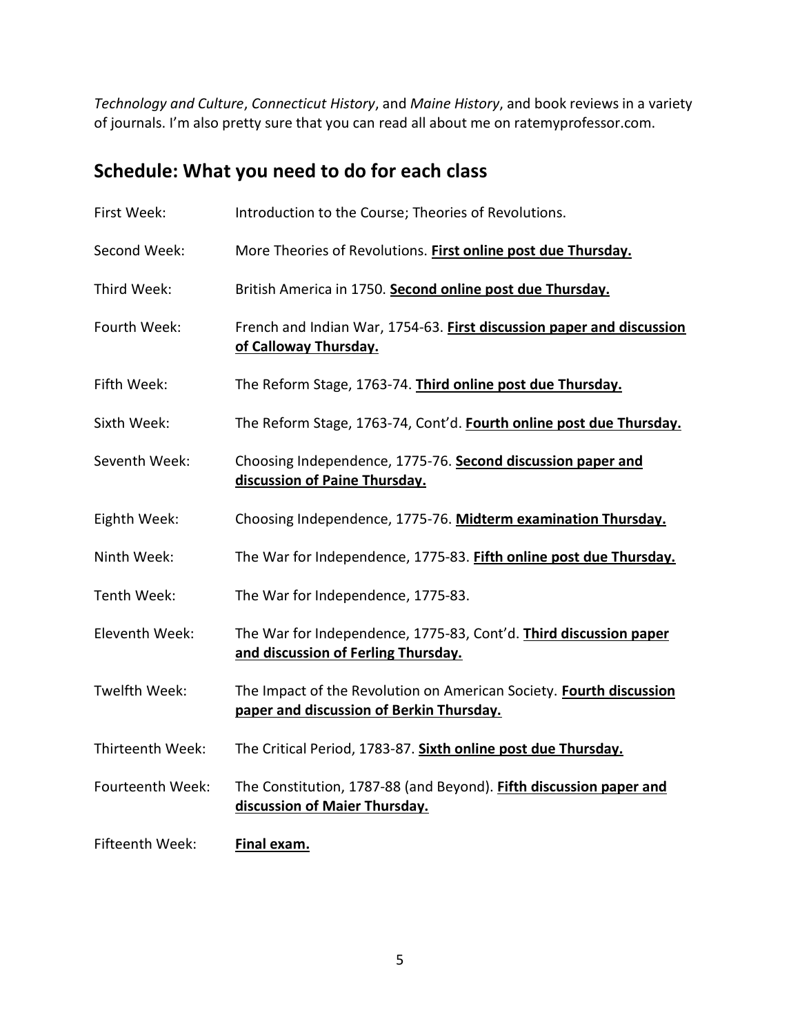*Technology and Culture*, *Connecticut History*, and *Maine History*, and book reviews in a variety of journals. I'm also pretty sure that you can read all about me on ratemyprofessor.com.

## Schedule: What you need to do for each class

| | |
|---|---|
| First Week: | Introduction to the Course; Theories of Revolutions. |
| Second Week: | More Theories of Revolutions. **First online post due Thursday.** |
| Third Week: | British America in 1750. **Second online post due Thursday.** |
| Fourth Week: | French and Indian War, 1754-63. **First discussion paper and discussion of Calloway Thursday.** |
| Fifth Week: | The Reform Stage, 1763-74. **Third online post due Thursday.** |
| Sixth Week: | The Reform Stage, 1763-74, Cont'd. **Fourth online post due Thursday.** |
| Seventh Week: | Choosing Independence, 1775-76. **Second discussion paper and discussion of Paine Thursday.** |
| Eighth Week: | Choosing Independence, 1775-76. **Midterm examination Thursday.** |
| Ninth Week: | The War for Independence, 1775-83. **Fifth online post due Thursday.** |
| Tenth Week: | The War for Independence, 1775-83. |
| Eleventh Week: | The War for Independence, 1775-83, Cont'd. **Third discussion paper and discussion of Ferling Thursday.** |
| Twelfth Week: | The Impact of the Revolution on American Society. **Fourth discussion paper and discussion of Berkin Thursday.** |
| Thirteenth Week: | The Critical Period, 1783-87. **Sixth online post due Thursday.** |
| Fourteenth Week: | The Constitution, 1787-88 (and Beyond). **Fifth discussion paper and discussion of Maier Thursday.** |
| Fifteenth Week: | **Final exam.** |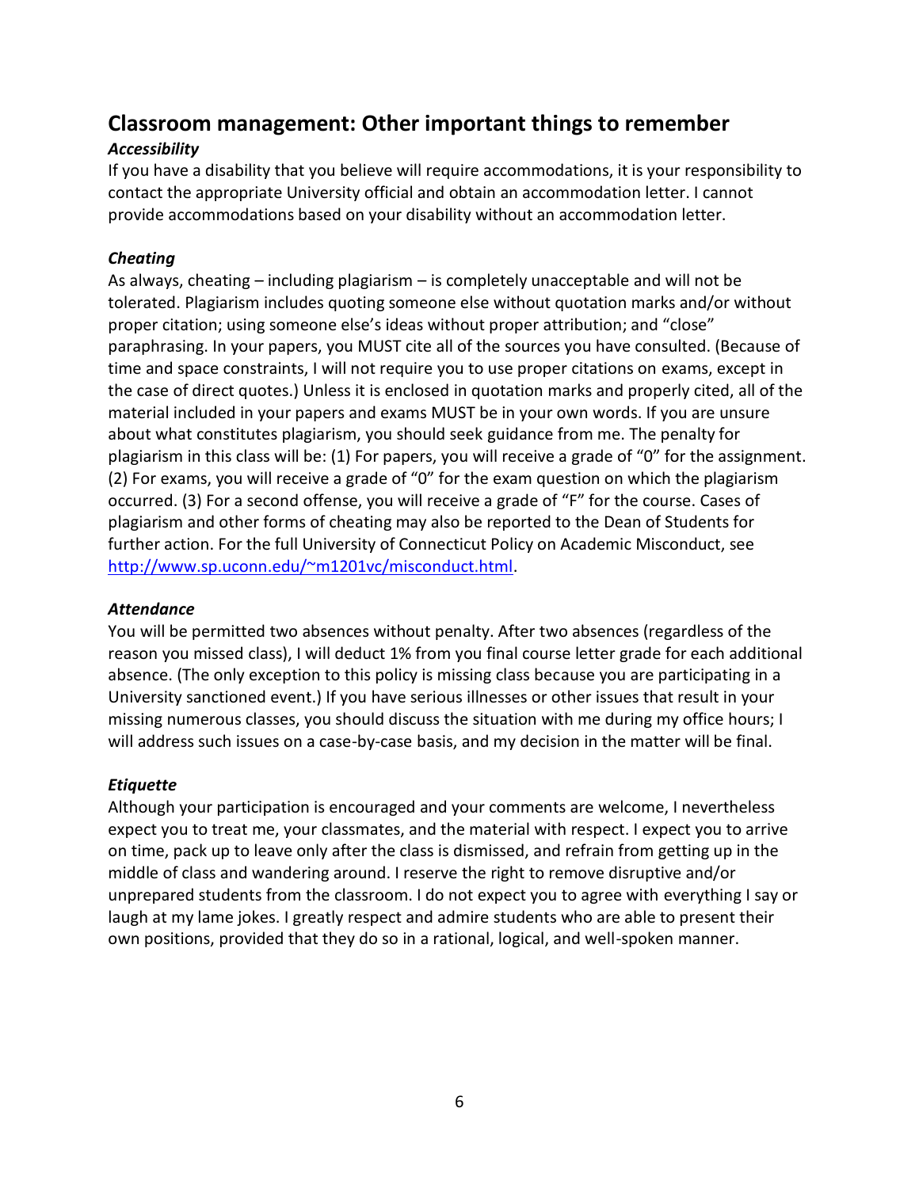## Classroom management: Other important things to remember

### *Accessibility*

If you have a disability that you believe will require accommodations, it is your responsibility to contact the appropriate University official and obtain an accommodation letter. I cannot provide accommodations based on your disability without an accommodation letter.

### *Cheating*

As always, cheating – including plagiarism – is completely unacceptable and will not be tolerated. Plagiarism includes quoting someone else without quotation marks and/or without proper citation; using someone else's ideas without proper attribution; and "close" paraphrasing. In your papers, you MUST cite all of the sources you have consulted. (Because of time and space constraints, I will not require you to use proper citations on exams, except in the case of direct quotes.) Unless it is enclosed in quotation marks and properly cited, all of the material included in your papers and exams MUST be in your own words. If you are unsure about what constitutes plagiarism, you should seek guidance from me. The penalty for plagiarism in this class will be: (1) For papers, you will receive a grade of "0" for the assignment. (2) For exams, you will receive a grade of "0" for the exam question on which the plagiarism occurred. (3) For a second offense, you will receive a grade of "F" for the course. Cases of plagiarism and other forms of cheating may also be reported to the Dean of Students for further action. For the full University of Connecticut Policy on Academic Misconduct, see [http://www.sp.uconn.edu/~m1201vc/misconduct.html](http://www.sp.uconn.edu/~m1201vc/misconduct.html).

### *Attendance*

You will be permitted two absences without penalty. After two absences (regardless of the reason you missed class), I will deduct 1% from you final course letter grade for each additional absence. (The only exception to this policy is missing class because you are participating in a University sanctioned event.) If you have serious illnesses or other issues that result in your missing numerous classes, you should discuss the situation with me during my office hours; I will address such issues on a case-by-case basis, and my decision in the matter will be final.

### *Etiquette*

Although your participation is encouraged and your comments are welcome, I nevertheless expect you to treat me, your classmates, and the material with respect. I expect you to arrive on time, pack up to leave only after the class is dismissed, and refrain from getting up in the middle of class and wandering around. I reserve the right to remove disruptive and/or unprepared students from the classroom. I do not expect you to agree with everything I say or laugh at my lame jokes. I greatly respect and admire students who are able to present their own positions, provided that they do so in a rational, logical, and well-spoken manner.